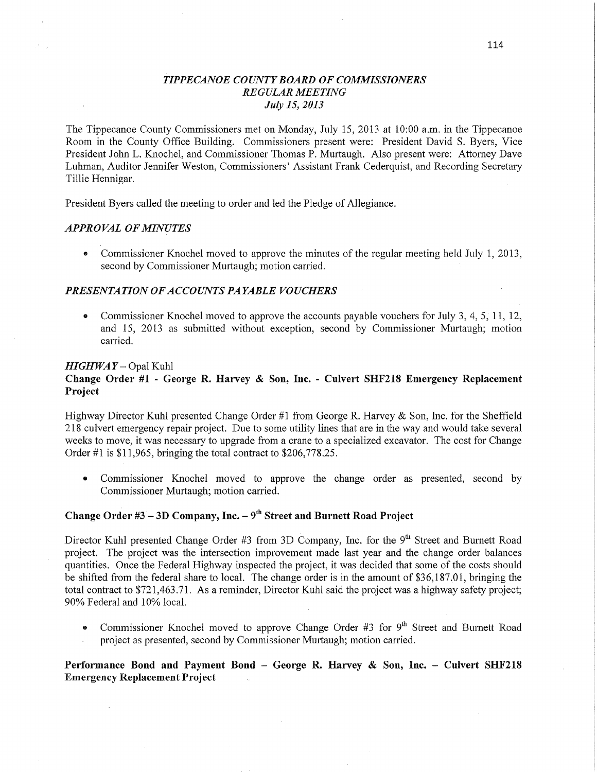# *TIPPECANOE COUNTY BOARD OF COMMISSIONERS*
## *REGULAR MEETING*
### *July 15, 2013*

The Tippecanoe County Commissioners met on Monday, July 15, 2013 at 10:00 a.m. in the Tippecanoe Room in the County Office Building. Commissioners present were: President David S. Byers, Vice President John L. Knochel, and Commissioner Thomas P. Murtaugh. Also present were: Attorney Dave Luhman, Auditor Jennifer Weston, Commissioners' Assistant Frank Cederquist, and Recording Secretary Tillie Hennigar.

President Byers called the meeting to order and led the Pledge of Allegiance.

### *APPROVAL OF MINUTES*

- Commissioner Knochel moved to approve the minutes of the regular meeting held July 1, 2013, second by Commissioner Murtaugh; motion carried.

### *PRESENTATION OF ACCOUNTS PAYABLE VOUCHERS*

- Commissioner Knochel moved to approve the accounts payable vouchers for July 3, 4, 5, 11, 12, and 15, 2013 as submitted without exception, second by Commissioner Murtaugh; motion carried.

### *HIGHWAY* – Opal Kuhl

**Change Order #1 - George R. Harvey & Son, Inc. - Culvert SHF218 Emergency Replacement Project**

Highway Director Kuhl presented Change Order #1 from George R. Harvey & Son, Inc. for the Sheffield 218 culvert emergency repair project. Due to some utility lines that are in the way and would take several weeks to move, it was necessary to upgrade from a crane to a specialized excavator. The cost for Change Order #1 is $11,965, bringing the total contract to $206,778.25.

- Commissioner Knochel moved to approve the change order as presented, second by Commissioner Murtaugh; motion carried.

**Change Order #3 – 3D Company, Inc. – 9th Street and Burnett Road Project**

Director Kuhl presented Change Order #3 from 3D Company, Inc. for the 9th Street and Burnett Road project. The project was the intersection improvement made last year and the change order balances quantities. Once the Federal Highway inspected the project, it was decided that some of the costs should be shifted from the federal share to local. The change order is in the amount of $36,187.01, bringing the total contract to $721,463.71. As a reminder, Director Kuhl said the project was a highway safety project; 90% Federal and 10% local.

- Commissioner Knochel moved to approve Change Order #3 for 9th Street and Burnett Road project as presented, second by Commissioner Murtaugh; motion carried.

**Performance Bond and Payment Bond – George R. Harvey & Son, Inc. – Culvert SHF218 Emergency Replacement Project**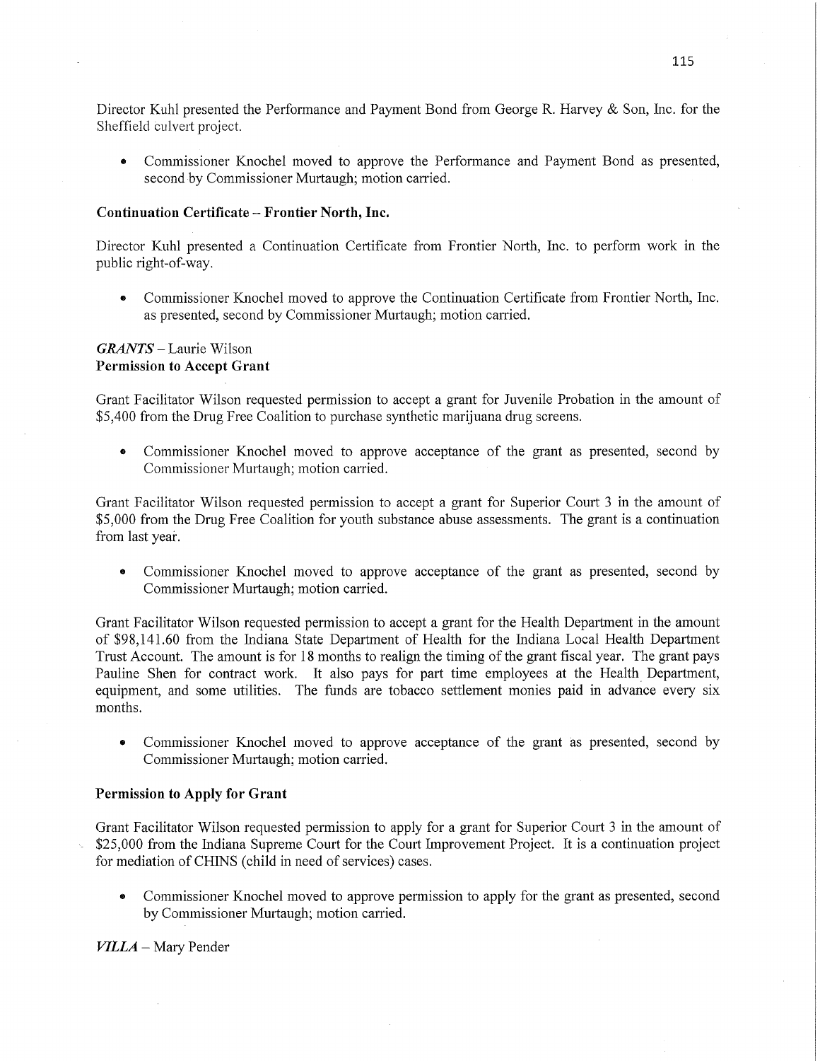Director Kuhl presented the Performance and Payment Bond from George R. Harvey & Son, Inc. for the Sheffield culvert project.

- Commissioner Knochel moved to approve the Performance and Payment Bond as presented, second by Commissioner Murtaugh; motion carried.

**Continuation Certificate – Frontier North, Inc.**

Director Kuhl presented a Continuation Certificate from Frontier North, Inc. to perform work in the public right-of-way.

- Commissioner Knochel moved to approve the Continuation Certificate from Frontier North, Inc. as presented, second by Commissioner Murtaugh; motion carried.

***GRANTS*** – Laurie Wilson
**Permission to Accept Grant**

Grant Facilitator Wilson requested permission to accept a grant for Juvenile Probation in the amount of $5,400 from the Drug Free Coalition to purchase synthetic marijuana drug screens.

- Commissioner Knochel moved to approve acceptance of the grant as presented, second by Commissioner Murtaugh; motion carried.

Grant Facilitator Wilson requested permission to accept a grant for Superior Court 3 in the amount of $5,000 from the Drug Free Coalition for youth substance abuse assessments. The grant is a continuation from last year.

- Commissioner Knochel moved to approve acceptance of the grant as presented, second by Commissioner Murtaugh; motion carried.

Grant Facilitator Wilson requested permission to accept a grant for the Health Department in the amount of $98,141.60 from the Indiana State Department of Health for the Indiana Local Health Department Trust Account. The amount is for 18 months to realign the timing of the grant fiscal year. The grant pays Pauline Shen for contract work. It also pays for part time employees at the Health Department, equipment, and some utilities. The funds are tobacco settlement monies paid in advance every six months.

- Commissioner Knochel moved to approve acceptance of the grant as presented, second by Commissioner Murtaugh; motion carried.

**Permission to Apply for Grant**

Grant Facilitator Wilson requested permission to apply for a grant for Superior Court 3 in the amount of $25,000 from the Indiana Supreme Court for the Court Improvement Project. It is a continuation project for mediation of CHINS (child in need of services) cases.

- Commissioner Knochel moved to approve permission to apply for the grant as presented, second by Commissioner Murtaugh; motion carried.

***VILLA*** – Mary Pender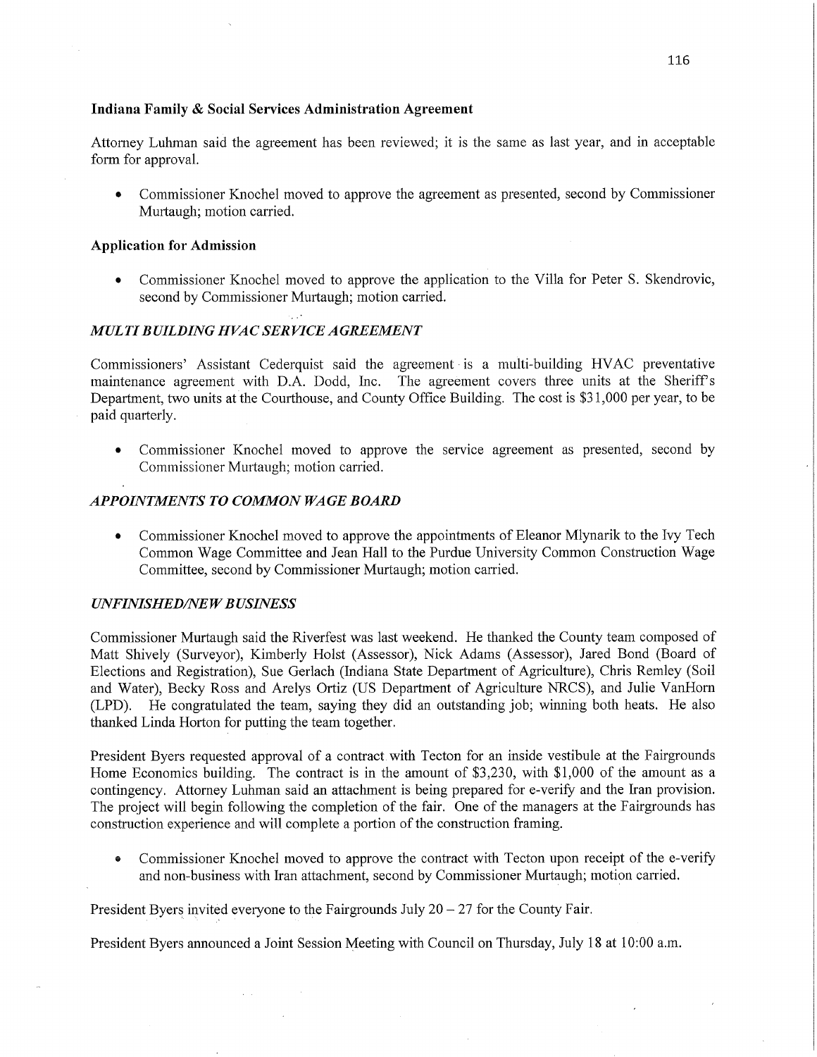**Indiana Family & Social Services Administration Agreement**

Attorney Luhman said the agreement has been reviewed; it is the same as last year, and in acceptable form for approval.

- Commissioner Knochel moved to approve the agreement as presented, second by Commissioner Murtaugh; motion carried.

**Application for Admission**

- Commissioner Knochel moved to approve the application to the Villa for Peter S. Skendrovic, second by Commissioner Murtaugh; motion carried.

***MULTI BUILDING HVAC SERVICE AGREEMENT***

Commissioners' Assistant Cederquist said the agreement is a multi-building HVAC preventative maintenance agreement with D.A. Dodd, Inc. The agreement covers three units at the Sheriff's Department, two units at the Courthouse, and County Office Building. The cost is $31,000 per year, to be paid quarterly.

- Commissioner Knochel moved to approve the service agreement as presented, second by Commissioner Murtaugh; motion carried.

***APPOINTMENTS TO COMMON WAGE BOARD***

- Commissioner Knochel moved to approve the appointments of Eleanor Mlynarik to the Ivy Tech Common Wage Committee and Jean Hall to the Purdue University Common Construction Wage Committee, second by Commissioner Murtaugh; motion carried.

***UNFINISHED/NEW BUSINESS***

Commissioner Murtaugh said the Riverfest was last weekend. He thanked the County team composed of Matt Shively (Surveyor), Kimberly Holst (Assessor), Nick Adams (Assessor), Jared Bond (Board of Elections and Registration), Sue Gerlach (Indiana State Department of Agriculture), Chris Remley (Soil and Water), Becky Ross and Arelys Ortiz (US Department of Agriculture NRCS), and Julie VanHorn (LPD). He congratulated the team, saying they did an outstanding job; winning both heats. He also thanked Linda Horton for putting the team together.

President Byers requested approval of a contract with Tecton for an inside vestibule at the Fairgrounds Home Economics building. The contract is in the amount of $3,230, with $1,000 of the amount as a contingency. Attorney Luhman said an attachment is being prepared for e-verify and the Iran provision. The project will begin following the completion of the fair. One of the managers at the Fairgrounds has construction experience and will complete a portion of the construction framing.

- Commissioner Knochel moved to approve the contract with Tecton upon receipt of the e-verify and non-business with Iran attachment, second by Commissioner Murtaugh; motion carried.

President Byers invited everyone to the Fairgrounds July 20 – 27 for the County Fair.

President Byers announced a Joint Session Meeting with Council on Thursday, July 18 at 10:00 a.m.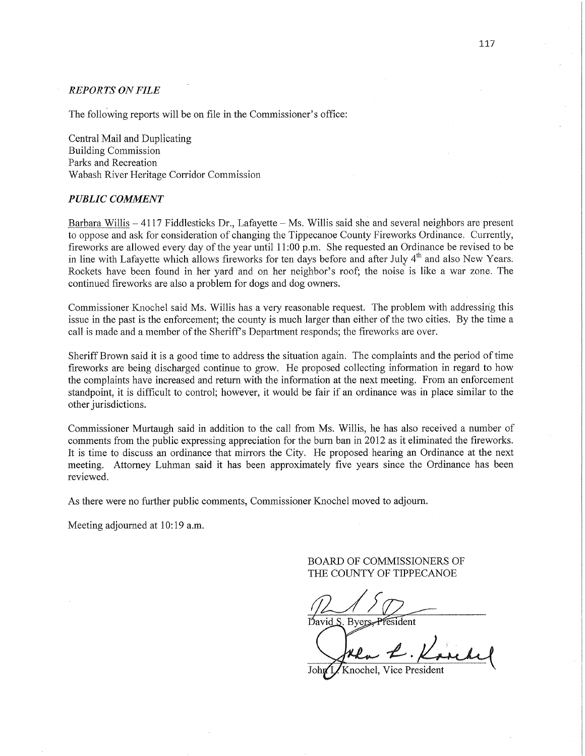*REPORTS ON FILE*

The following reports will be on file in the Commissioner's office:

Central Mail and Duplicating
Building Commission
Parks and Recreation
Wabash River Heritage Corridor Commission

*PUBLIC COMMENT*

Barbara Willis – 4117 Fiddlesticks Dr., Lafayette – Ms. Willis said she and several neighbors are present to oppose and ask for consideration of changing the Tippecanoe County Fireworks Ordinance. Currently, fireworks are allowed every day of the year until 11:00 p.m. She requested an Ordinance be revised to be in line with Lafayette which allows fireworks for ten days before and after July 4th and also New Years. Rockets have been found in her yard and on her neighbor's roof; the noise is like a war zone. The continued fireworks are also a problem for dogs and dog owners.

Commissioner Knochel said Ms. Willis has a very reasonable request. The problem with addressing this issue in the past is the enforcement; the county is much larger than either of the two cities. By the time a call is made and a member of the Sheriff's Department responds; the fireworks are over.

Sheriff Brown said it is a good time to address the situation again. The complaints and the period of time fireworks are being discharged continue to grow. He proposed collecting information in regard to how the complaints have increased and return with the information at the next meeting. From an enforcement standpoint, it is difficult to control; however, it would be fair if an ordinance was in place similar to the other jurisdictions.

Commissioner Murtaugh said in addition to the call from Ms. Willis, he has also received a number of comments from the public expressing appreciation for the burn ban in 2012 as it eliminated the fireworks. It is time to discuss an ordinance that mirrors the City. He proposed hearing an Ordinance at the next meeting. Attorney Luhman said it has been approximately five years since the Ordinance has been reviewed.

As there were no further public comments, Commissioner Knochel moved to adjourn.

Meeting adjourned at 10:19 a.m.

BOARD OF COMMISSIONERS OF
THE COUNTY OF TIPPECANOE

David S. Byers, President

John L. Knochel, Vice President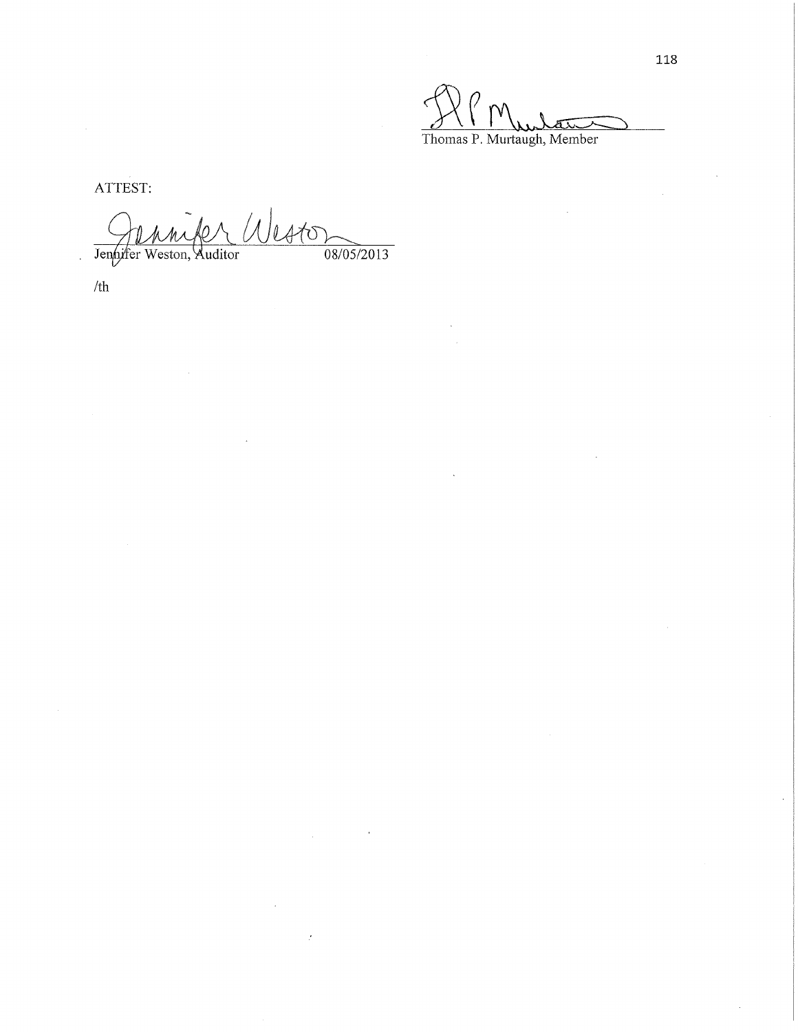Thomas P. Murtaugh, Member

ATTEST:

Jennifer Weston, Auditor 08/05/2013

/th